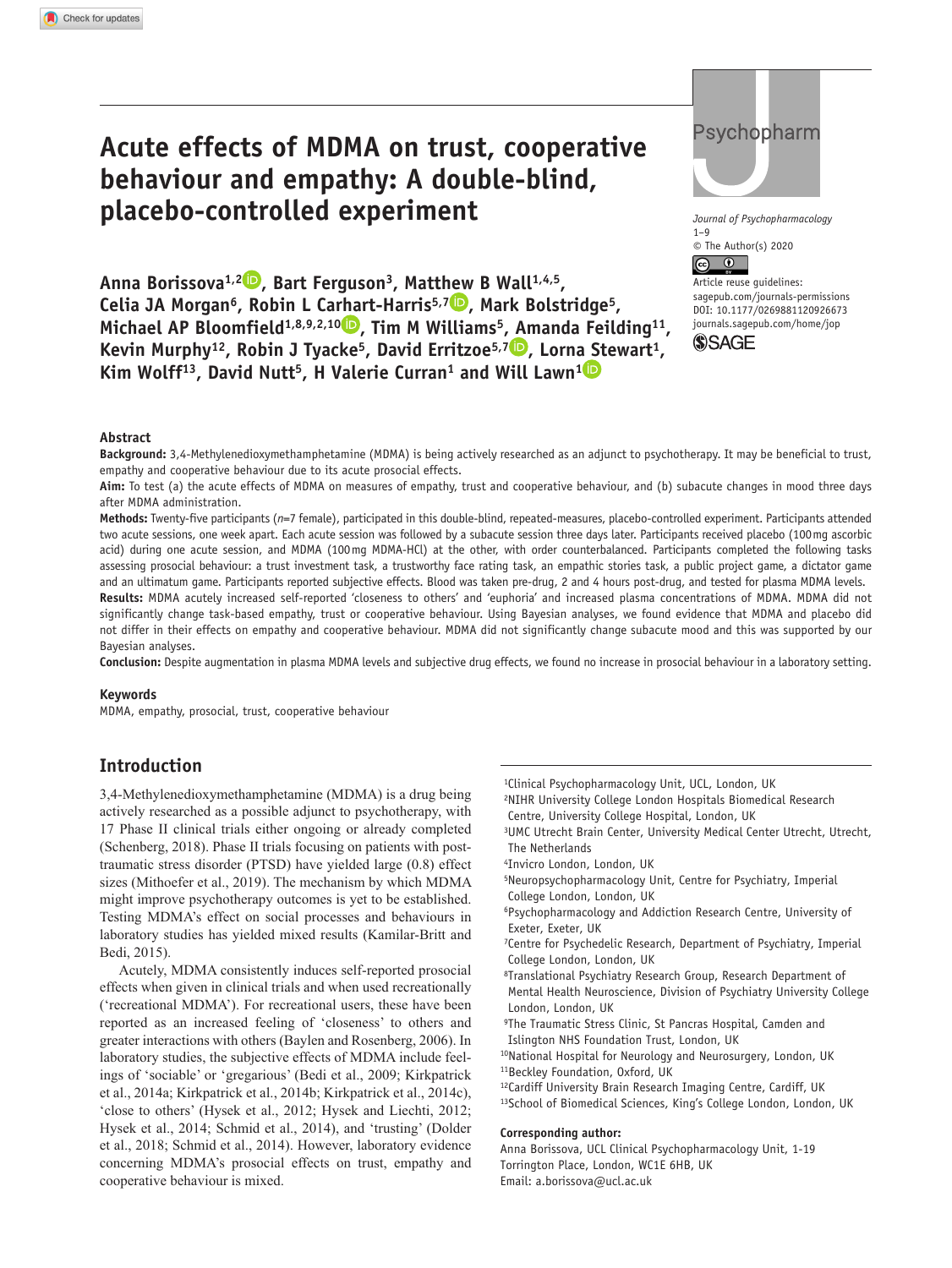# Acute effects of MDMA on trust, cooperative behaviour and empathy: A double-blind, placebo-controlled experiment

Anna Borissova[1,2], Bart Ferguson[3], Matthew B Wall[1,4,5], Celia JA Morgan[6], Robin L Carhart-Harris[5,7], Mark Bolstridge[5], Michael AP Bloomfield[1,8,9,2,10], Tim M Williams[5], Amanda Feilding[11], Kevin Murphy[12], Robin J Tyacke[5], David Erritzoe[5,7], Lorna Stewart[1], Kim Wolff[13], David Nutt[5], H Valerie Curran[1] and Will Lawn[1]

Journal of Psychopharmacology
1–9
© The Author(s) 2020
Article reuse guidelines: sagepub.com/journals-permissions
DOI: 10.1177/0269881120926673
journals.sagepub.com/home/jop

## Abstract

**Background:** 3,4-Methylenedioxymethamphetamine (MDMA) is being actively researched as an adjunct to psychotherapy. It may be beneficial to trust, empathy and cooperative behaviour due to its acute prosocial effects.

**Aim:** To test (a) the acute effects of MDMA on measures of empathy, trust and cooperative behaviour, and (b) subacute changes in mood three days after MDMA administration.

**Methods:** Twenty-five participants (*n*=7 female), participated in this double-blind, repeated-measures, placebo-controlled experiment. Participants attended two acute sessions, one week apart. Each acute session was followed by a subacute session three days later. Participants received placebo (100 mg ascorbic acid) during one acute session, and MDMA (100 mg MDMA-HCl) at the other, with order counterbalanced. Participants completed the following tasks assessing prosocial behaviour: a trust investment task, a trustworthy face rating task, an empathic stories task, a public project game, a dictator game and an ultimatum game. Participants reported subjective effects. Blood was taken pre-drug, 2 and 4 hours post-drug, and tested for plasma MDMA levels.

**Results:** MDMA acutely increased self-reported 'closeness to others' and 'euphoria' and increased plasma concentrations of MDMA. MDMA did not significantly change task-based empathy, trust or cooperative behaviour. Using Bayesian analyses, we found evidence that MDMA and placebo did not differ in their effects on empathy and cooperative behaviour. MDMA did not significantly change subacute mood and this was supported by our Bayesian analyses.

**Conclusion:** Despite augmentation in plasma MDMA levels and subjective drug effects, we found no increase in prosocial behaviour in a laboratory setting.

### Keywords

MDMA, empathy, prosocial, trust, cooperative behaviour

## Introduction

3,4-Methylenedioxymethamphetamine (MDMA) is a drug being actively researched as a possible adjunct to psychotherapy, with 17 Phase II clinical trials either ongoing or already completed (Schenberg, 2018). Phase II trials focusing on patients with post-traumatic stress disorder (PTSD) have yielded large (0.8) effect sizes (Mithoefer et al., 2019). The mechanism by which MDMA might improve psychotherapy outcomes is yet to be established. Testing MDMA's effect on social processes and behaviours in laboratory studies has yielded mixed results (Kamilar-Britt and Bedi, 2015).

Acutely, MDMA consistently induces self-reported prosocial effects when given in clinical trials and when used recreationally ('recreational MDMA'). For recreational users, these have been reported as an increased feeling of 'closeness' to others and greater interactions with others (Baylen and Rosenberg, 2006). In laboratory studies, the subjective effects of MDMA include feelings of 'sociable' or 'gregarious' (Bedi et al., 2009; Kirkpatrick et al., 2014a; Kirkpatrick et al., 2014b; Kirkpatrick et al., 2014c), 'close to others' (Hysek et al., 2012; Hysek and Liechti, 2012; Hysek et al., 2014; Schmid et al., 2014), and 'trusting' (Dolder et al., 2018; Schmid et al., 2014). However, laboratory evidence concerning MDMA's prosocial effects on trust, empathy and cooperative behaviour is mixed.

[1]Clinical Psychopharmacology Unit, UCL, London, UK
[2]NIHR University College London Hospitals Biomedical Research Centre, University College Hospital, London, UK
[3]UMC Utrecht Brain Center, University Medical Center Utrecht, Utrecht, The Netherlands
[4]Invicro London, London, UK
[5]Neuropsychopharmacology Unit, Centre for Psychiatry, Imperial College London, London, UK
[6]Psychopharmacology and Addiction Research Centre, University of Exeter, Exeter, UK
[7]Centre for Psychedelic Research, Department of Psychiatry, Imperial College London, London, UK
[8]Translational Psychiatry Research Group, Research Department of Mental Health Neuroscience, Division of Psychiatry University College London, London, UK
[9]The Traumatic Stress Clinic, St Pancras Hospital, Camden and Islington NHS Foundation Trust, London, UK
[10]National Hospital for Neurology and Neurosurgery, London, UK
[11]Beckley Foundation, Oxford, UK
[12]Cardiff University Brain Research Imaging Centre, Cardiff, UK
[13]School of Biomedical Sciences, King's College London, London, UK

**Corresponding author:**
Anna Borissova, UCL Clinical Psychopharmacology Unit, 1-19 Torrington Place, London, WC1E 6HB, UK
Email: a.borissova@ucl.ac.uk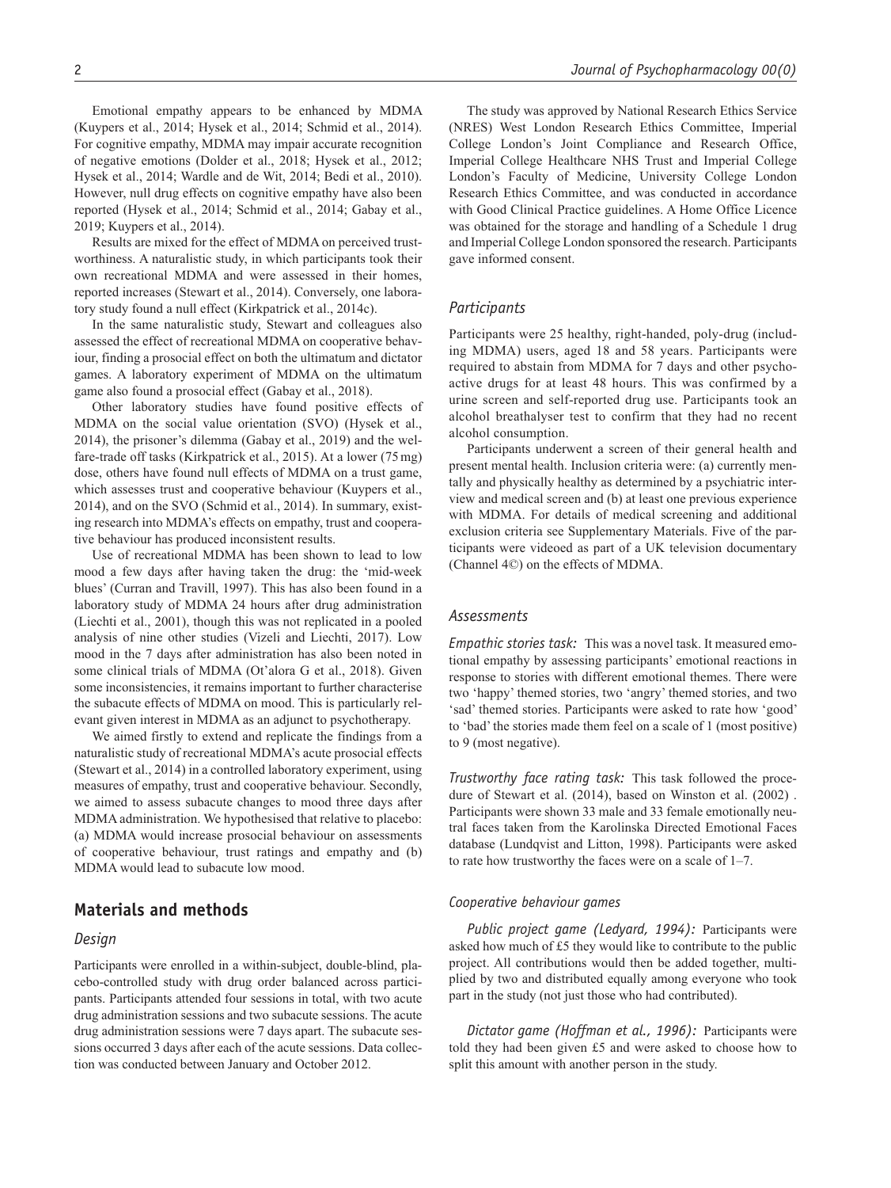Emotional empathy appears to be enhanced by MDMA (Kuypers et al., 2014; Hysek et al., 2014; Schmid et al., 2014). For cognitive empathy, MDMA may impair accurate recognition of negative emotions (Dolder et al., 2018; Hysek et al., 2012; Hysek et al., 2014; Wardle and de Wit, 2014; Bedi et al., 2010). However, null drug effects on cognitive empathy have also been reported (Hysek et al., 2014; Schmid et al., 2014; Gabay et al., 2019; Kuypers et al., 2014).

Results are mixed for the effect of MDMA on perceived trustworthiness. A naturalistic study, in which participants took their own recreational MDMA and were assessed in their homes, reported increases (Stewart et al., 2014). Conversely, one laboratory study found a null effect (Kirkpatrick et al., 2014c).

In the same naturalistic study, Stewart and colleagues also assessed the effect of recreational MDMA on cooperative behaviour, finding a prosocial effect on both the ultimatum and dictator games. A laboratory experiment of MDMA on the ultimatum game also found a prosocial effect (Gabay et al., 2018).

Other laboratory studies have found positive effects of MDMA on the social value orientation (SVO) (Hysek et al., 2014), the prisoner's dilemma (Gabay et al., 2019) and the welfare-trade off tasks (Kirkpatrick et al., 2015). At a lower (75 mg) dose, others have found null effects of MDMA on a trust game, which assesses trust and cooperative behaviour (Kuypers et al., 2014), and on the SVO (Schmid et al., 2014). In summary, existing research into MDMA's effects on empathy, trust and cooperative behaviour has produced inconsistent results.

Use of recreational MDMA has been shown to lead to low mood a few days after having taken the drug: the 'mid-week blues' (Curran and Travill, 1997). This has also been found in a laboratory study of MDMA 24 hours after drug administration (Liechti et al., 2001), though this was not replicated in a pooled analysis of nine other studies (Vizeli and Liechti, 2017). Low mood in the 7 days after administration has also been noted in some clinical trials of MDMA (Ot'alora G et al., 2018). Given some inconsistencies, it remains important to further characterise the subacute effects of MDMA on mood. This is particularly relevant given interest in MDMA as an adjunct to psychotherapy.

We aimed firstly to extend and replicate the findings from a naturalistic study of recreational MDMA's acute prosocial effects (Stewart et al., 2014) in a controlled laboratory experiment, using measures of empathy, trust and cooperative behaviour. Secondly, we aimed to assess subacute changes to mood three days after MDMA administration. We hypothesised that relative to placebo: (a) MDMA would increase prosocial behaviour on assessments of cooperative behaviour, trust ratings and empathy and (b) MDMA would lead to subacute low mood.

## Materials and methods

### Design

Participants were enrolled in a within-subject, double-blind, placebo-controlled study with drug order balanced across participants. Participants attended four sessions in total, with two acute drug administration sessions and two subacute sessions. The acute drug administration sessions were 7 days apart. The subacute sessions occurred 3 days after each of the acute sessions. Data collection was conducted between January and October 2012.

The study was approved by National Research Ethics Service (NRES) West London Research Ethics Committee, Imperial College London's Joint Compliance and Research Office, Imperial College Healthcare NHS Trust and Imperial College London's Faculty of Medicine, University College London Research Ethics Committee, and was conducted in accordance with Good Clinical Practice guidelines. A Home Office Licence was obtained for the storage and handling of a Schedule 1 drug and Imperial College London sponsored the research. Participants gave informed consent.

### Participants

Participants were 25 healthy, right-handed, poly-drug (including MDMA) users, aged 18 and 58 years. Participants were required to abstain from MDMA for 7 days and other psychoactive drugs for at least 48 hours. This was confirmed by a urine screen and self-reported drug use. Participants took an alcohol breathalyser test to confirm that they had no recent alcohol consumption.

Participants underwent a screen of their general health and present mental health. Inclusion criteria were: (a) currently mentally and physically healthy as determined by a psychiatric interview and medical screen and (b) at least one previous experience with MDMA. For details of medical screening and additional exclusion criteria see Supplementary Materials. Five of the participants were videoed as part of a UK television documentary (Channel 4©) on the effects of MDMA.

### Assessments

*Empathic stories task:* This was a novel task. It measured emotional empathy by assessing participants' emotional reactions in response to stories with different emotional themes. There were two 'happy' themed stories, two 'angry' themed stories, and two 'sad' themed stories. Participants were asked to rate how 'good' to 'bad' the stories made them feel on a scale of 1 (most positive) to 9 (most negative).

*Trustworthy face rating task:* This task followed the procedure of Stewart et al. (2014), based on Winston et al. (2002) . Participants were shown 33 male and 33 female emotionally neutral faces taken from the Karolinska Directed Emotional Faces database (Lundqvist and Litton, 1998). Participants were asked to rate how trustworthy the faces were on a scale of 1–7.

#### Cooperative behaviour games

*Public project game (Ledyard, 1994):* Participants were asked how much of £5 they would like to contribute to the public project. All contributions would then be added together, multiplied by two and distributed equally among everyone who took part in the study (not just those who had contributed).

*Dictator game (Hoffman et al., 1996):* Participants were told they had been given £5 and were asked to choose how to split this amount with another person in the study.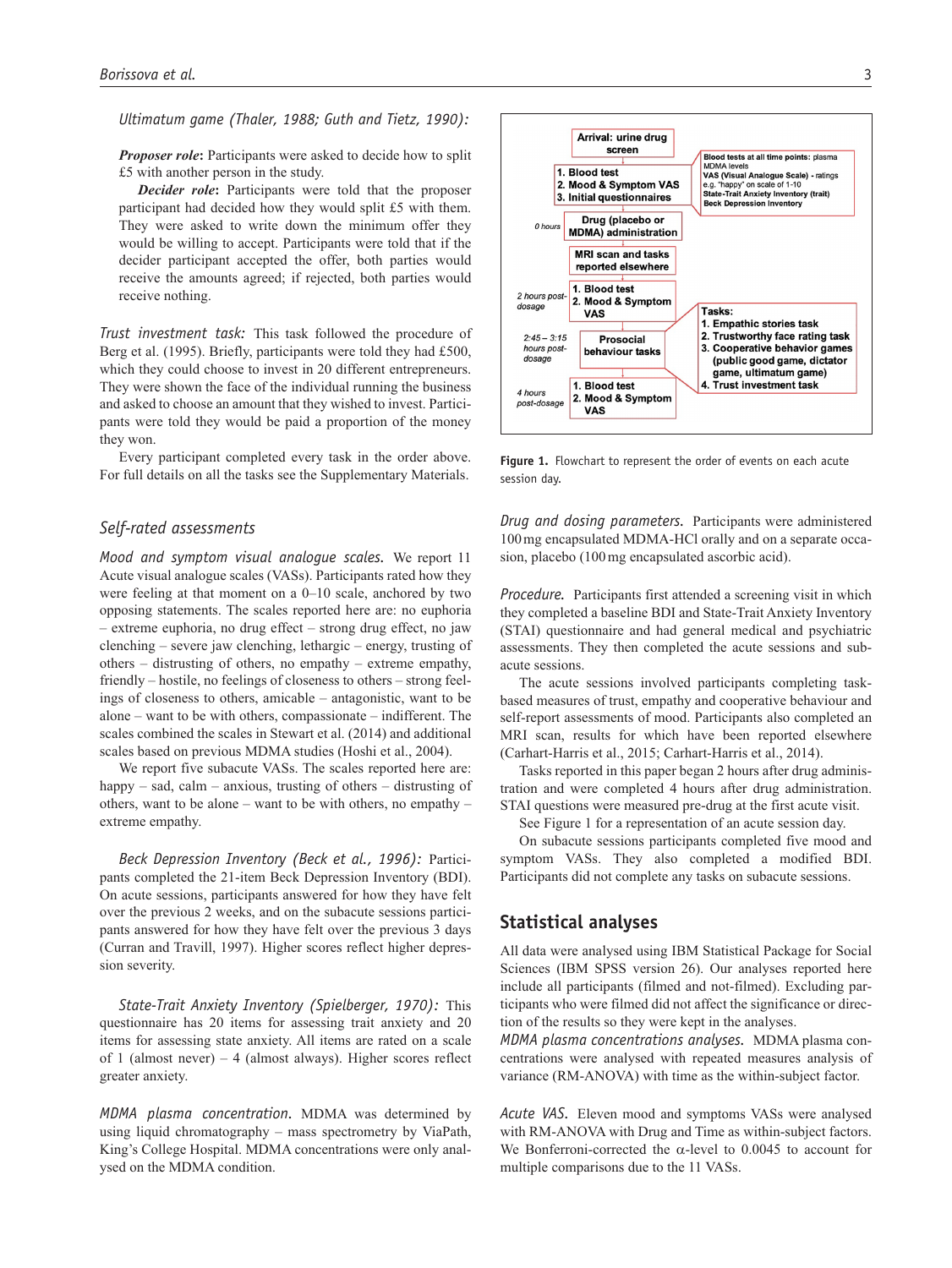*Ultimatum game (Thaler, 1988; Guth and Tietz, 1990):*

***Proposer role*:** Participants were asked to decide how to split £5 with another person in the study.

***Decider role*:** Participants were told that the proposer participant had decided how they would split £5 with them. They were asked to write down the minimum offer they would be willing to accept. Participants were told that if the decider participant accepted the offer, both parties would receive the amounts agreed; if rejected, both parties would receive nothing.

*Trust investment task:* This task followed the procedure of Berg et al. (1995). Briefly, participants were told they had £500, which they could choose to invest in 20 different entrepreneurs. They were shown the face of the individual running the business and asked to choose an amount that they wished to invest. Participants were told they would be paid a proportion of the money they won.

Every participant completed every task in the order above. For full details on all the tasks see the Supplementary Materials.

Arrival: urine drug screen

1. Blood test
2. Mood & Symptom VAS
3. Initial questionnaires

Blood tests at all time points: plasma MDMA levels
VAS (Visual Analogue Scale) - ratings e.g. "happy" on scale of 1-10
State-Trait Anxiety Inventory (trait)
Beck Depression Inventory

0 hours

Drug (placebo or MDMA) administration

MRI scan and tasks reported elsewhere

2 hours post-dosage

1. Blood test
2. Mood & Symptom VAS

2:45 – 3:15 hours post-dosage

Prosocial behaviour tasks

Tasks:
1. Empathic stories task
2. Trustworthy face rating task
3. Cooperative behavior games (public good game, dictator game, ultimatum game)
4. Trust investment task

4 hours post-dosage

1. Blood test
2. Mood & Symptom VAS

**Figure 1.** Flowchart to represent the order of events on each acute session day.

## Self-rated assessments

*Mood and symptom visual analogue scales.* We report 11 Acute visual analogue scales (VASs). Participants rated how they were feeling at that moment on a 0–10 scale, anchored by two opposing statements. The scales reported here are: no euphoria – extreme euphoria, no drug effect – strong drug effect, no jaw clenching – severe jaw clenching, lethargic – energy, trusting of others – distrusting of others, no empathy – extreme empathy, friendly – hostile, no feelings of closeness to others – strong feelings of closeness to others, amicable – antagonistic, want to be alone – want to be with others, compassionate – indifferent. The scales combined the scales in Stewart et al. (2014) and additional scales based on previous MDMA studies (Hoshi et al., 2004).

We report five subacute VASs. The scales reported here are: happy – sad, calm – anxious, trusting of others – distrusting of others, want to be alone – want to be with others, no empathy – extreme empathy.

*Beck Depression Inventory (Beck et al., 1996):* Participants completed the 21-item Beck Depression Inventory (BDI). On acute sessions, participants answered for how they have felt over the previous 2 weeks, and on the subacute sessions participants answered for how they have felt over the previous 3 days (Curran and Travill, 1997). Higher scores reflect higher depression severity.

*State-Trait Anxiety Inventory (Spielberger, 1970):* This questionnaire has 20 items for assessing trait anxiety and 20 items for assessing state anxiety. All items are rated on a scale of 1 (almost never) – 4 (almost always). Higher scores reflect greater anxiety.

*MDMA plasma concentration.* MDMA was determined by using liquid chromatography – mass spectrometry by ViaPath, King's College Hospital. MDMA concentrations were only analysed on the MDMA condition.

*Drug and dosing parameters.* Participants were administered 100 mg encapsulated MDMA-HCl orally and on a separate occasion, placebo (100 mg encapsulated ascorbic acid).

*Procedure.* Participants first attended a screening visit in which they completed a baseline BDI and State-Trait Anxiety Inventory (STAI) questionnaire and had general medical and psychiatric assessments. They then completed the acute sessions and subacute sessions.

The acute sessions involved participants completing task-based measures of trust, empathy and cooperative behaviour and self-report assessments of mood. Participants also completed an MRI scan, results for which have been reported elsewhere (Carhart-Harris et al., 2015; Carhart-Harris et al., 2014).

Tasks reported in this paper began 2 hours after drug administration and were completed 4 hours after drug administration. STAI questions were measured pre-drug at the first acute visit.

See Figure 1 for a representation of an acute session day.

On subacute sessions participants completed five mood and symptom VASs. They also completed a modified BDI. Participants did not complete any tasks on subacute sessions.

## Statistical analyses

All data were analysed using IBM Statistical Package for Social Sciences (IBM SPSS version 26). Our analyses reported here include all participants (filmed and not-filmed). Excluding participants who were filmed did not affect the significance or direction of the results so they were kept in the analyses.

*MDMA plasma concentrations analyses.* MDMA plasma concentrations were analysed with repeated measures analysis of variance (RM-ANOVA) with time as the within-subject factor.

*Acute VAS.* Eleven mood and symptoms VASs were analysed with RM-ANOVA with Drug and Time as within-subject factors. We Bonferroni-corrected the $\alpha$-level to 0.0045 to account for multiple comparisons due to the 11 VASs.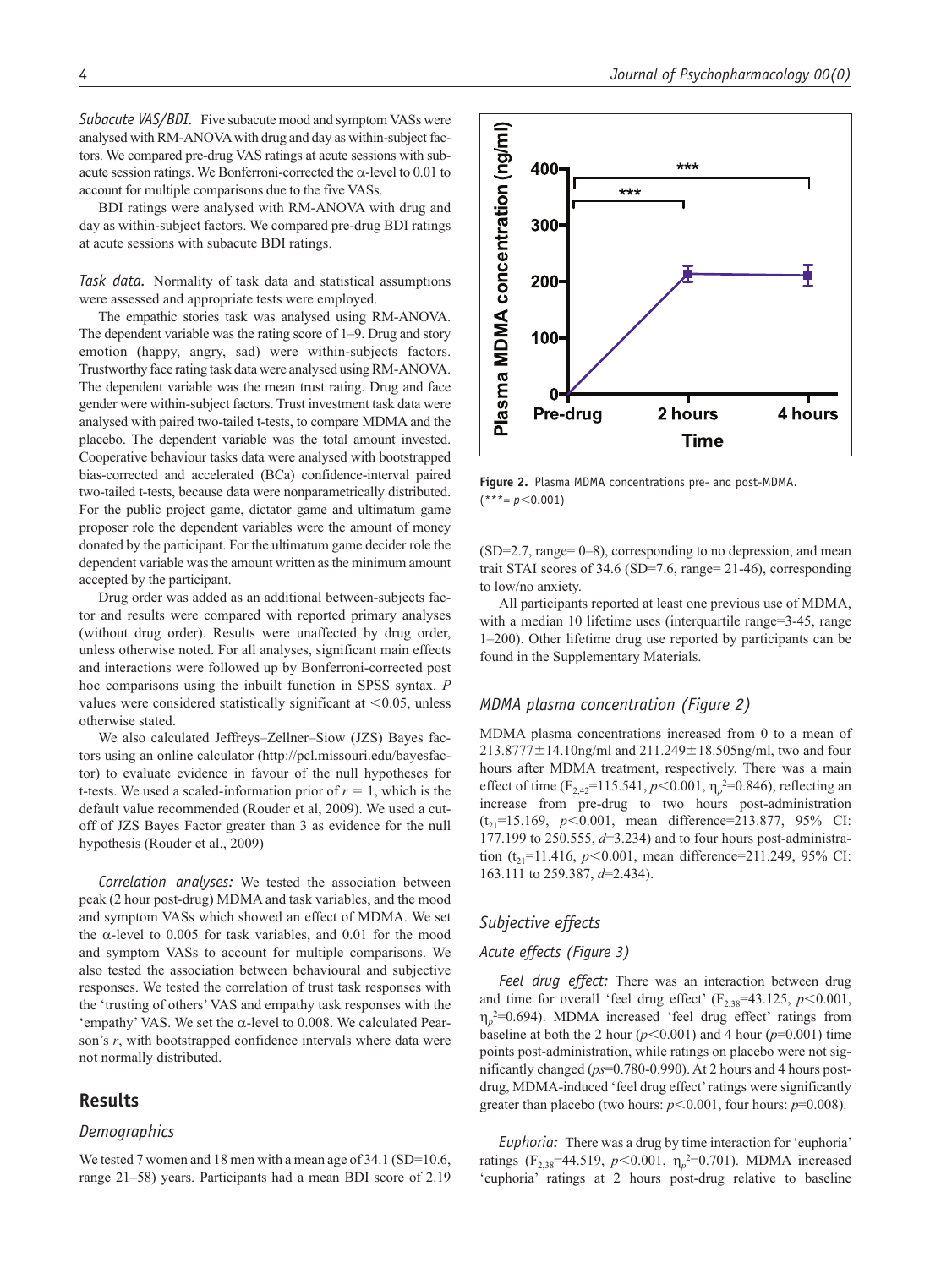*Subacute VAS/BDI.* Five subacute mood and symptom VASs were analysed with RM-ANOVA with drug and day as within-subject factors. We compared pre-drug VAS ratings at acute sessions with subacute session ratings. We Bonferroni-corrected the $\alpha$-level to 0.01 to account for multiple comparisons due to the five VASs.

BDI ratings were analysed with RM-ANOVA with drug and day as within-subject factors. We compared pre-drug BDI ratings at acute sessions with subacute BDI ratings.

*Task data.* Normality of task data and statistical assumptions were assessed and appropriate tests were employed.

The empathic stories task was analysed using RM-ANOVA. The dependent variable was the rating score of 1–9. Drug and story emotion (happy, angry, sad) were within-subjects factors. Trustworthy face rating task data were analysed using RM-ANOVA. The dependent variable was the mean trust rating. Drug and face gender were within-subject factors. Trust investment task data were analysed with paired two-tailed t-tests, to compare MDMA and the placebo. The dependent variable was the total amount invested. Cooperative behaviour tasks data were analysed with bootstrapped bias-corrected and accelerated (BCa) confidence-interval paired two-tailed t-tests, because data were nonparametrically distributed. For the public project game, dictator game and ultimatum game proposer role the dependent variables were the amount of money donated by the participant. For the ultimatum game decider role the dependent variable was the amount written as the minimum amount accepted by the participant.

Drug order was added as an additional between-subjects factor and results were compared with reported primary analyses (without drug order). Results were unaffected by drug order, unless otherwise noted. For all analyses, significant main effects and interactions were followed up by Bonferroni-corrected post hoc comparisons using the inbuilt function in SPSS syntax. *P* values were considered statistically significant at $<0.05$, unless otherwise stated.

We also calculated Jeffreys–Zellner–Siow (JZS) Bayes factors using an online calculator (http://pcl.missouri.edu/bayesfactor) to evaluate evidence in favour of the null hypotheses for t-tests. We used a scaled-information prior of $r = 1$, which is the default value recommended (Rouder et al, 2009). We used a cut-off of JZS Bayes Factor greater than 3 as evidence for the null hypothesis (Rouder et al., 2009)

*Correlation analyses:* We tested the association between peak (2 hour post-drug) MDMA and task variables, and the mood and symptom VASs which showed an effect of MDMA. We set the $\alpha$-level to 0.005 for task variables, and 0.01 for the mood and symptom VASs to account for multiple comparisons. We also tested the association between behavioural and subjective responses. We tested the correlation of trust task responses with the 'trusting of others' VAS and empathy task responses with the 'empathy' VAS. We set the $\alpha$-level to 0.008. We calculated Pearson's *r*, with bootstrapped confidence intervals where data were not normally distributed.

## Results

### Demographics

We tested 7 women and 18 men with a mean age of 34.1 (SD=10.6, range 21–58) years. Participants had a mean BDI score of 2.19 (SD=2.7, range= 0–8), corresponding to no depression, and mean trait STAI scores of 34.6 (SD=7.6, range= 21-46), corresponding to low/no anxiety.

All participants reported at least one previous use of MDMA, with a median 10 lifetime uses (interquartile range=3-45, range 1–200). Other lifetime drug use reported by participants can be found in the Supplementary Materials.

Plasma MDMA concentration (ng/ml)
400
300
200
100
0
Pre-drug
2 hours
4 hours
Time
***
***

**Figure 2.** Plasma MDMA concentrations pre- and post-MDMA. (***= $p<0.001$)

### MDMA plasma concentration (Figure 2)

MDMA plasma concentrations increased from 0 to a mean of 213.8777±14.10ng/ml and 211.249±18.505ng/ml, two and four hours after MDMA treatment, respectively. There was a main effect of time ($F_{2,42}$=115.541, $p<0.001$, $\eta_p^2$=0.846), reflecting an increase from pre-drug to two hours post-administration ($t_{21}$=15.169, $p<0.001$, mean difference=213.877, 95% CI: 177.199 to 250.555, $d$=3.234) and to four hours post-administration ($t_{21}$=11.416, $p<0.001$, mean difference=211.249, 95% CI: 163.111 to 259.387, $d$=2.434).

### Subjective effects

#### Acute effects (Figure 3)

*Feel drug effect:* There was an interaction between drug and time for overall 'feel drug effect' ($F_{2,38}$=43.125, $p<0.001$, $\eta_p^2$=0.694). MDMA increased 'feel drug effect' ratings from baseline at both the 2 hour ($p<0.001$) and 4 hour ($p$=0.001) time points post-administration, while ratings on placebo were not significantly changed ($ps$=0.780-0.990). At 2 hours and 4 hours post-drug, MDMA-induced 'feel drug effect' ratings were significantly greater than placebo (two hours: $p<0.001$, four hours: $p$=0.008).

*Euphoria:* There was a drug by time interaction for 'euphoria' ratings ($F_{2,38}$=44.519, $p<0.001$, $\eta_p^2$=0.701). MDMA increased 'euphoria' ratings at 2 hours post-drug relative to baseline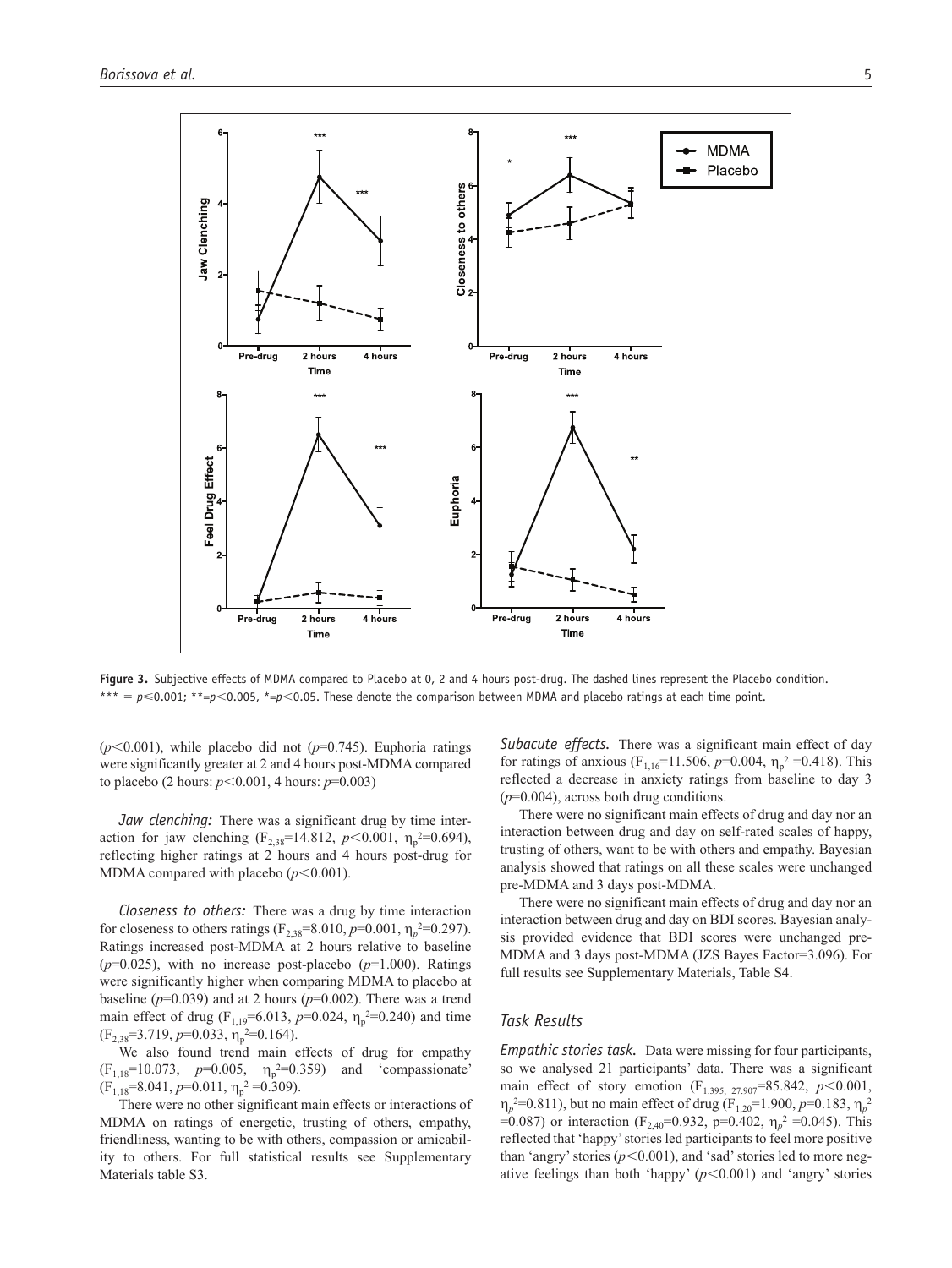Jaw Clenching

6
4
2
0

***
***

Pre-drug 2 hours 4 hours

Time

Closeness to others

8
6
4
2
0

*
***

Pre-drug 2 hours 4 hours

Time

MDMA
Placebo

Feel Drug Effect

8
6
4
2
0

***
***

Pre-drug 2 hours 4 hours

Time

Euphoria

8
6
4
2
0

***
**

Pre-drug 2 hours 4 hours

Time

**Figure 3.** Subjective effects of MDMA compared to Placebo at 0, 2 and 4 hours post-drug. The dashed lines represent the Placebo condition. *** = $p \leqslant 0.001$; **= $p < 0.005$, *= $p < 0.05$. These denote the comparison between MDMA and placebo ratings at each time point.

($p<0.001$), while placebo did not ($p=0.745$). Euphoria ratings were significantly greater at 2 and 4 hours post-MDMA compared to placebo (2 hours: $p<0.001$, 4 hours: $p=0.003$)

*Jaw clenching:* There was a significant drug by time interaction for jaw clenching ($F_{2,38}=14.812$, $p<0.001$, $\eta_p^2=0.694$), reflecting higher ratings at 2 hours and 4 hours post-drug for MDMA compared with placebo ($p<0.001$).

*Closeness to others:* There was a drug by time interaction for closeness to others ratings ($F_{2,38}=8.010$, $p=0.001$, $\eta_p^2=0.297$). Ratings increased post-MDMA at 2 hours relative to baseline ($p=0.025$), with no increase post-placebo ($p=1.000$). Ratings were significantly higher when comparing MDMA to placebo at baseline ($p=0.039$) and at 2 hours ($p=0.002$). There was a trend main effect of drug ($F_{1,19}=6.013$, $p=0.024$, $\eta_p^2=0.240$) and time ($F_{2,38}=3.719$, $p=0.033$, $\eta_p^2=0.164$).

We also found trend main effects of drug for empathy ($F_{1,18}=10.073$, $p=0.005$, $\eta_p^2=0.359$) and 'compassionate' ($F_{1,18}=8.041$, $p=0.011$, $\eta_p^2=0.309$).

There were no other significant main effects or interactions of MDMA on ratings of energetic, trusting of others, empathy, friendliness, wanting to be with others, compassion or amicability to others. For full statistical results see Supplementary Materials table S3.

*Subacute effects.* There was a significant main effect of day for ratings of anxious ($F_{1,16}=11.506$, $p=0.004$, $\eta_p^2=0.418$). This reflected a decrease in anxiety ratings from baseline to day 3 ($p=0.004$), across both drug conditions.

There were no significant main effects of drug and day nor an interaction between drug and day on self-rated scales of happy, trusting of others, want to be with others and empathy. Bayesian analysis showed that ratings on all these scales were unchanged pre-MDMA and 3 days post-MDMA.

There were no significant main effects of drug and day nor an interaction between drug and day on BDI scores. Bayesian analysis provided evidence that BDI scores were unchanged pre-MDMA and 3 days post-MDMA (JZS Bayes Factor=3.096). For full results see Supplementary Materials, Table S4.

## Task Results

*Empathic stories task.* Data were missing for four participants, so we analysed 21 participants' data. There was a significant main effect of story emotion ($F_{1.395,\ 27.907}=85.842$, $p<0.001$, $\eta_p^2=0.811$), but no main effect of drug ($F_{1,20}=1.900$, $p=0.183$, $\eta_p^2=0.087$) or interaction ($F_{2,40}=0.932$, p=0.402, $\eta_p^2=0.045$). This reflected that 'happy' stories led participants to feel more positive than 'angry' stories ($p<0.001$), and 'sad' stories led to more negative feelings than both 'happy' ($p<0.001$) and 'angry' stories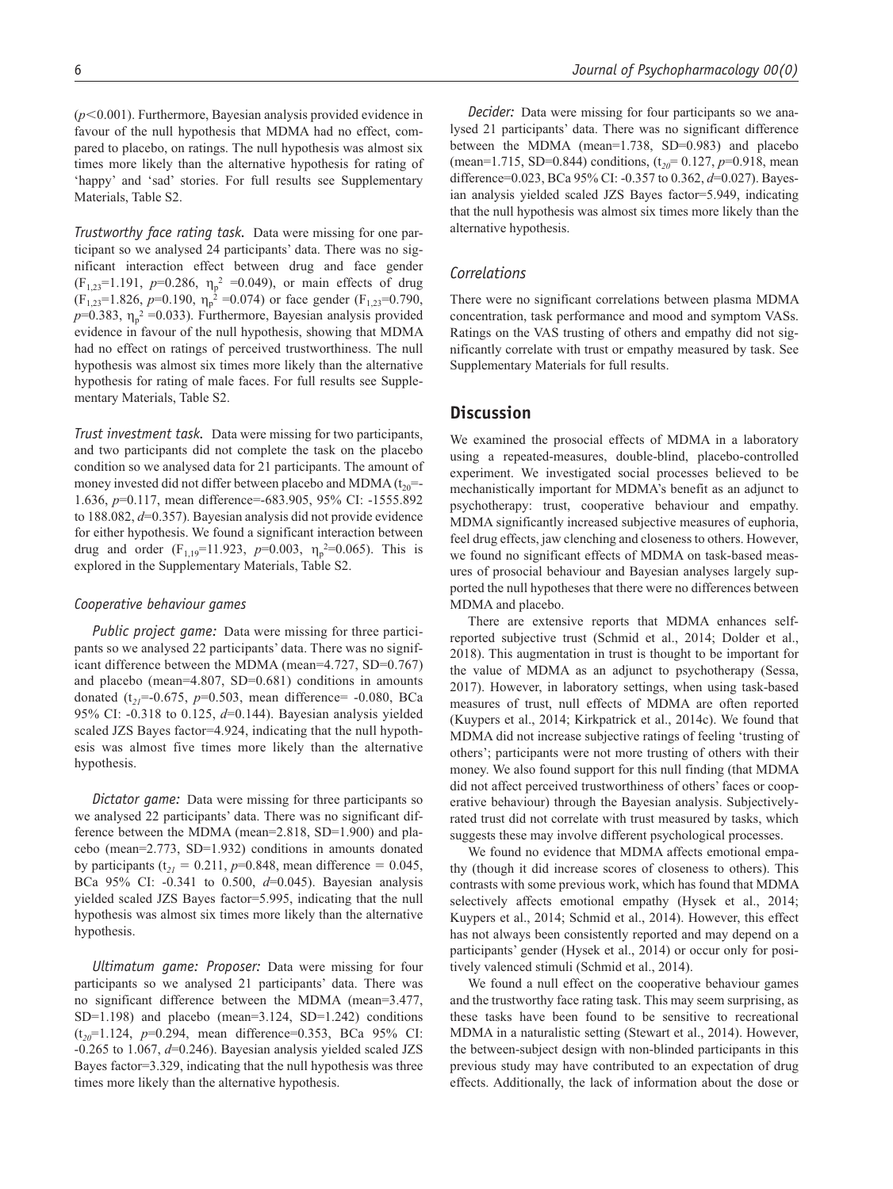($p<0.001$). Furthermore, Bayesian analysis provided evidence in favour of the null hypothesis that MDMA had no effect, compared to placebo, on ratings. The null hypothesis was almost six times more likely than the alternative hypothesis for rating of 'happy' and 'sad' stories. For full results see Supplementary Materials, Table S2.

*Trustworthy face rating task.* Data were missing for one participant so we analysed 24 participants' data. There was no significant interaction effect between drug and face gender ($F_{1,23}$=1.191, $p$=0.286, $\eta_p^2$ =0.049), or main effects of drug ($F_{1,23}$=1.826, $p$=0.190, $\eta_p^2$ =0.074) or face gender ($F_{1,23}$=0.790, $p$=0.383, $\eta_p^2$ =0.033). Furthermore, Bayesian analysis provided evidence in favour of the null hypothesis, showing that MDMA had no effect on ratings of perceived trustworthiness. The null hypothesis was almost six times more likely than the alternative hypothesis for rating of male faces. For full results see Supplementary Materials, Table S2.

*Trust investment task.* Data were missing for two participants, and two participants did not complete the task on the placebo condition so we analysed data for 21 participants. The amount of money invested did not differ between placebo and MDMA ($t_{20}$=-1.636, $p$=0.117, mean difference=-683.905, 95% CI: -1555.892 to 188.082, $d$=0.357). Bayesian analysis did not provide evidence for either hypothesis. We found a significant interaction between drug and order ($F_{1,19}$=11.923, $p$=0.003, $\eta_p^2$=0.065). This is explored in the Supplementary Materials, Table S2.

### *Cooperative behaviour games*

*Public project game:* Data were missing for three participants so we analysed 22 participants' data. There was no significant difference between the MDMA (mean=4.727, SD=0.767) and placebo (mean=4.807, SD=0.681) conditions in amounts donated ($t_{21}$=-0.675, $p$=0.503, mean difference= -0.080, BCa 95% CI: -0.318 to 0.125, $d$=0.144). Bayesian analysis yielded scaled JZS Bayes factor=4.924, indicating that the null hypothesis was almost five times more likely than the alternative hypothesis.

*Dictator game:* Data were missing for three participants so we analysed 22 participants' data. There was no significant difference between the MDMA (mean=2.818, SD=1.900) and placebo (mean=2.773, SD=1.932) conditions in amounts donated by participants ($t_{21}$ = 0.211, $p$=0.848, mean difference = 0.045, BCa 95% CI: -0.341 to 0.500, $d$=0.045). Bayesian analysis yielded scaled JZS Bayes factor=5.995, indicating that the null hypothesis was almost six times more likely than the alternative hypothesis.

*Ultimatum game: Proposer:* Data were missing for four participants so we analysed 21 participants' data. There was no significant difference between the MDMA (mean=3.477, SD=1.198) and placebo (mean=3.124, SD=1.242) conditions ($t_{20}$=1.124, $p$=0.294, mean difference=0.353, BCa 95% CI: -0.265 to 1.067, $d$=0.246). Bayesian analysis yielded scaled JZS Bayes factor=3.329, indicating that the null hypothesis was three times more likely than the alternative hypothesis.

*Decider:* Data were missing for four participants so we analysed 21 participants' data. There was no significant difference between the MDMA (mean=1.738, SD=0.983) and placebo (mean=1.715, SD=0.844) conditions, ($t_{20}$= 0.127, $p$=0.918, mean difference=0.023, BCa 95% CI: -0.357 to 0.362, $d$=0.027). Bayesian analysis yielded scaled JZS Bayes factor=5.949, indicating that the null hypothesis was almost six times more likely than the alternative hypothesis.

### *Correlations*

There were no significant correlations between plasma MDMA concentration, task performance and mood and symptom VASs. Ratings on the VAS trusting of others and empathy did not significantly correlate with trust or empathy measured by task. See Supplementary Materials for full results.

## Discussion

We examined the prosocial effects of MDMA in a laboratory using a repeated-measures, double-blind, placebo-controlled experiment. We investigated social processes believed to be mechanistically important for MDMA's benefit as an adjunct to psychotherapy: trust, cooperative behaviour and empathy. MDMA significantly increased subjective measures of euphoria, feel drug effects, jaw clenching and closeness to others. However, we found no significant effects of MDMA on task-based measures of prosocial behaviour and Bayesian analyses largely supported the null hypotheses that there were no differences between MDMA and placebo.

There are extensive reports that MDMA enhances self-reported subjective trust (Schmid et al., 2014; Dolder et al., 2018). This augmentation in trust is thought to be important for the value of MDMA as an adjunct to psychotherapy (Sessa, 2017). However, in laboratory settings, when using task-based measures of trust, null effects of MDMA are often reported (Kuypers et al., 2014; Kirkpatrick et al., 2014c). We found that MDMA did not increase subjective ratings of feeling 'trusting of others'; participants were not more trusting of others with their money. We also found support for this null finding (that MDMA did not affect perceived trustworthiness of others' faces or cooperative behaviour) through the Bayesian analysis. Subjectively-rated trust did not correlate with trust measured by tasks, which suggests these may involve different psychological processes.

We found no evidence that MDMA affects emotional empathy (though it did increase scores of closeness to others). This contrasts with some previous work, which has found that MDMA selectively affects emotional empathy (Hysek et al., 2014; Kuypers et al., 2014; Schmid et al., 2014). However, this effect has not always been consistently reported and may depend on a participants' gender (Hysek et al., 2014) or occur only for positively valenced stimuli (Schmid et al., 2014).

We found a null effect on the cooperative behaviour games and the trustworthy face rating task. This may seem surprising, as these tasks have been found to be sensitive to recreational MDMA in a naturalistic setting (Stewart et al., 2014). However, the between-subject design with non-blinded participants in this previous study may have contributed to an expectation of drug effects. Additionally, the lack of information about the dose or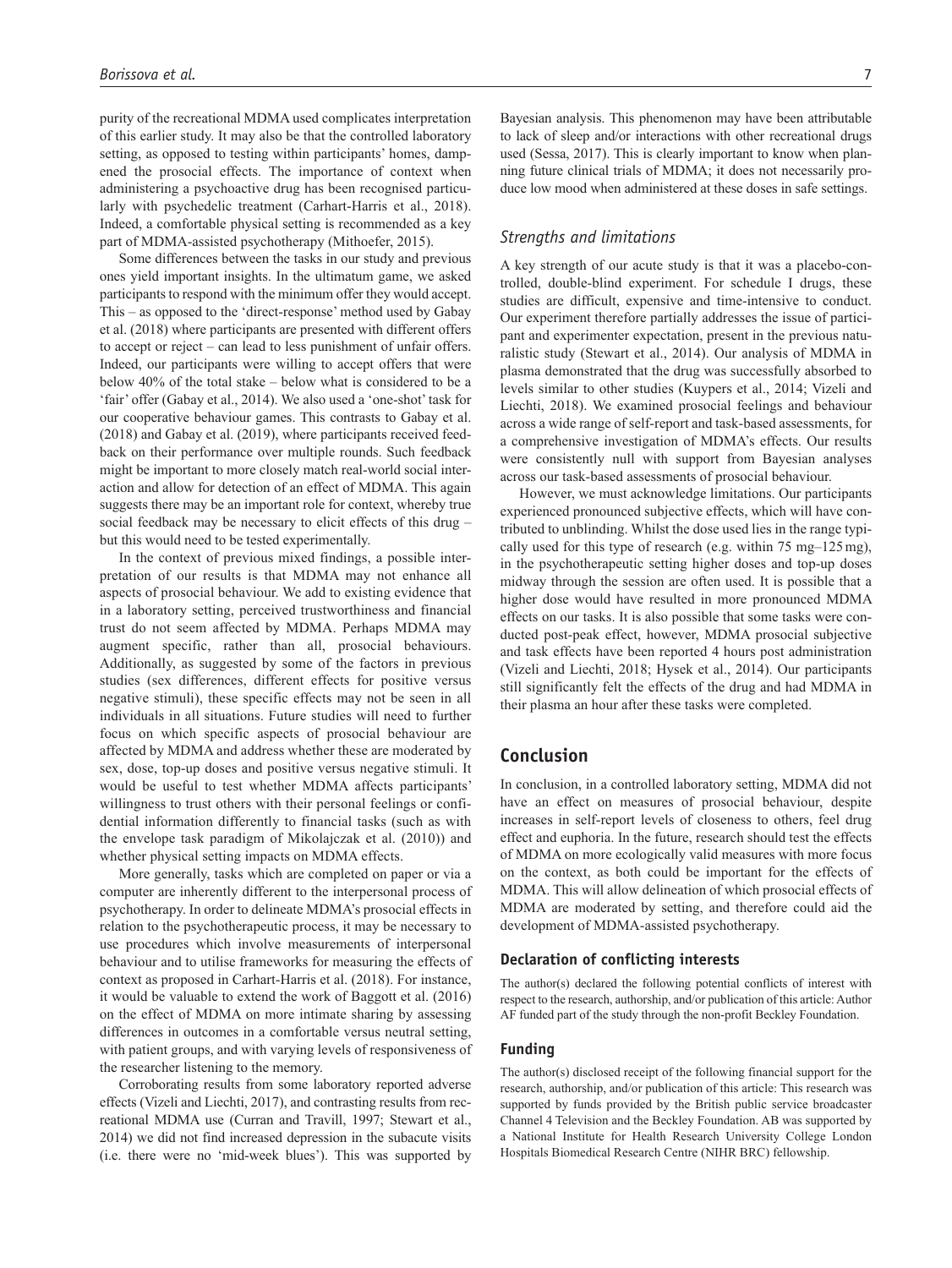purity of the recreational MDMA used complicates interpretation of this earlier study. It may also be that the controlled laboratory setting, as opposed to testing within participants' homes, dampened the prosocial effects. The importance of context when administering a psychoactive drug has been recognised particularly with psychedelic treatment (Carhart-Harris et al., 2018). Indeed, a comfortable physical setting is recommended as a key part of MDMA-assisted psychotherapy (Mithoefer, 2015).

Some differences between the tasks in our study and previous ones yield important insights. In the ultimatum game, we asked participants to respond with the minimum offer they would accept. This – as opposed to the 'direct-response' method used by Gabay et al. (2018) where participants are presented with different offers to accept or reject – can lead to less punishment of unfair offers. Indeed, our participants were willing to accept offers that were below 40% of the total stake – below what is considered to be a 'fair' offer (Gabay et al., 2014). We also used a 'one-shot' task for our cooperative behaviour games. This contrasts to Gabay et al. (2018) and Gabay et al. (2019), where participants received feedback on their performance over multiple rounds. Such feedback might be important to more closely match real-world social interaction and allow for detection of an effect of MDMA. This again suggests there may be an important role for context, whereby true social feedback may be necessary to elicit effects of this drug – but this would need to be tested experimentally.

In the context of previous mixed findings, a possible interpretation of our results is that MDMA may not enhance all aspects of prosocial behaviour. We add to existing evidence that in a laboratory setting, perceived trustworthiness and financial trust do not seem affected by MDMA. Perhaps MDMA may augment specific, rather than all, prosocial behaviours. Additionally, as suggested by some of the factors in previous studies (sex differences, different effects for positive versus negative stimuli), these specific effects may not be seen in all individuals in all situations. Future studies will need to further focus on which specific aspects of prosocial behaviour are affected by MDMA and address whether these are moderated by sex, dose, top-up doses and positive versus negative stimuli. It would be useful to test whether MDMA affects participants' willingness to trust others with their personal feelings or confidential information differently to financial tasks (such as with the envelope task paradigm of Mikolajczak et al. (2010)) and whether physical setting impacts on MDMA effects.

More generally, tasks which are completed on paper or via a computer are inherently different to the interpersonal process of psychotherapy. In order to delineate MDMA's prosocial effects in relation to the psychotherapeutic process, it may be necessary to use procedures which involve measurements of interpersonal behaviour and to utilise frameworks for measuring the effects of context as proposed in Carhart-Harris et al. (2018). For instance, it would be valuable to extend the work of Baggott et al. (2016) on the effect of MDMA on more intimate sharing by assessing differences in outcomes in a comfortable versus neutral setting, with patient groups, and with varying levels of responsiveness of the researcher listening to the memory.

Corroborating results from some laboratory reported adverse effects (Vizeli and Liechti, 2017), and contrasting results from recreational MDMA use (Curran and Travill, 1997; Stewart et al., 2014) we did not find increased depression in the subacute visits (i.e. there were no 'mid-week blues'). This was supported by Bayesian analysis. This phenomenon may have been attributable to lack of sleep and/or interactions with other recreational drugs used (Sessa, 2017). This is clearly important to know when planning future clinical trials of MDMA; it does not necessarily produce low mood when administered at these doses in safe settings.

### *Strengths and limitations*

A key strength of our acute study is that it was a placebo-controlled, double-blind experiment. For schedule I drugs, these studies are difficult, expensive and time-intensive to conduct. Our experiment therefore partially addresses the issue of participant and experimenter expectation, present in the previous naturalistic study (Stewart et al., 2014). Our analysis of MDMA in plasma demonstrated that the drug was successfully absorbed to levels similar to other studies (Kuypers et al., 2014; Vizeli and Liechti, 2018). We examined prosocial feelings and behaviour across a wide range of self-report and task-based assessments, for a comprehensive investigation of MDMA's effects. Our results were consistently null with support from Bayesian analyses across our task-based assessments of prosocial behaviour.

However, we must acknowledge limitations. Our participants experienced pronounced subjective effects, which will have contributed to unblinding. Whilst the dose used lies in the range typically used for this type of research (e.g. within 75 mg–125 mg), in the psychotherapeutic setting higher doses and top-up doses midway through the session are often used. It is possible that a higher dose would have resulted in more pronounced MDMA effects on our tasks. It is also possible that some tasks were conducted post-peak effect, however, MDMA prosocial subjective and task effects have been reported 4 hours post administration (Vizeli and Liechti, 2018; Hysek et al., 2014). Our participants still significantly felt the effects of the drug and had MDMA in their plasma an hour after these tasks were completed.

## Conclusion

In conclusion, in a controlled laboratory setting, MDMA did not have an effect on measures of prosocial behaviour, despite increases in self-report levels of closeness to others, feel drug effect and euphoria. In the future, research should test the effects of MDMA on more ecologically valid measures with more focus on the context, as both could be important for the effects of MDMA. This will allow delineation of which prosocial effects of MDMA are moderated by setting, and therefore could aid the development of MDMA-assisted psychotherapy.

### Declaration of conflicting interests

The author(s) declared the following potential conflicts of interest with respect to the research, authorship, and/or publication of this article: Author AF funded part of the study through the non-profit Beckley Foundation.

### Funding

The author(s) disclosed receipt of the following financial support for the research, authorship, and/or publication of this article: This research was supported by funds provided by the British public service broadcaster Channel 4 Television and the Beckley Foundation. AB was supported by a National Institute for Health Research University College London Hospitals Biomedical Research Centre (NIHR BRC) fellowship.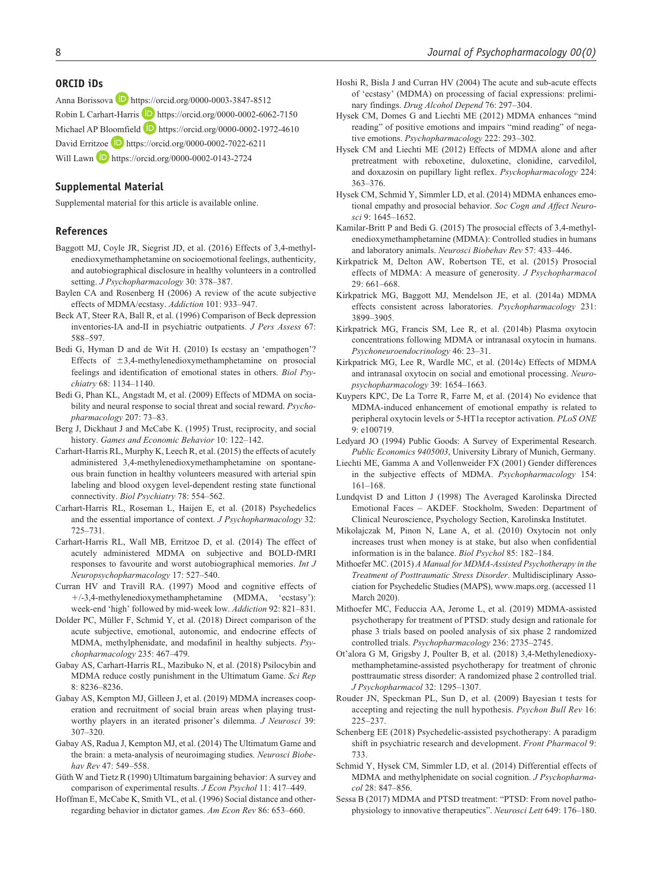## ORCID iDs

Anna Borissova https://orcid.org/0000-0003-3847-8512
Robin L Carhart-Harris https://orcid.org/0000-0002-6062-7150
Michael AP Bloomfield https://orcid.org/0000-0002-1972-4610
David Erritzoe https://orcid.org/0000-0002-7022-6211
Will Lawn https://orcid.org/0000-0002-0143-2724

## Supplemental Material

Supplemental material for this article is available online.

## References

Baggott MJ, Coyle JR, Siegrist JD, et al. (2016) Effects of 3,4-methylenedioxymethamphetamine on socioemotional feelings, authenticity, and autobiographical disclosure in healthy volunteers in a controlled setting. *J Psychopharmacology* 30: 378–387.

Baylen CA and Rosenberg H (2006) A review of the acute subjective effects of MDMA/ecstasy. *Addiction* 101: 933–947.

Beck AT, Steer RA, Ball R, et al. (1996) Comparison of Beck depression inventories-IA and-II in psychiatric outpatients. *J Pers Assess* 67: 588–597.

Bedi G, Hyman D and de Wit H. (2010) Is ecstasy an 'empathogen'? Effects of ±3,4-methylenedioxymethamphetamine on prosocial feelings and identification of emotional states in others. *Biol Psychiatry* 68: 1134–1140.

Bedi G, Phan KL, Angstadt M, et al. (2009) Effects of MDMA on sociability and neural response to social threat and social reward. *Psychopharmacology* 207: 73–83.

Berg J, Dickhaut J and McCabe K. (1995) Trust, reciprocity, and social history. *Games and Economic Behavior* 10: 122–142.

Carhart-Harris RL, Murphy K, Leech R, et al. (2015) the effects of acutely administered 3,4-methylenedioxymethamphetamine on spontaneous brain function in healthy volunteers measured with arterial spin labeling and blood oxygen level-dependent resting state functional connectivity. *Biol Psychiatry* 78: 554–562.

Carhart-Harris RL, Roseman L, Haijen E, et al. (2018) Psychedelics and the essential importance of context. *J Psychopharmacology* 32: 725–731.

Carhart-Harris RL, Wall MB, Erritzoe D, et al. (2014) The effect of acutely administered MDMA on subjective and BOLD-fMRI responses to favourite and worst autobiographical memories. *Int J Neuropsychopharmacology* 17: 527–540.

Curran HV and Travill RA. (1997) Mood and cognitive effects of +/-3,4-methylenedioxymethamphetamine (MDMA, 'ecstasy'): week-end 'high' followed by mid-week low. *Addiction* 92: 821–831.

Dolder PC, Müller F, Schmid Y, et al. (2018) Direct comparison of the acute subjective, emotional, autonomic, and endocrine effects of MDMA, methylphenidate, and modafinil in healthy subjects. *Psychopharmacology* 235: 467–479.

Gabay AS, Carhart-Harris RL, Mazibuko N, et al. (2018) Psilocybin and MDMA reduce costly punishment in the Ultimatum Game. *Sci Rep* 8: 8236–8236.

Gabay AS, Kempton MJ, Gilleen J, et al. (2019) MDMA increases cooperation and recruitment of social brain areas when playing trustworthy players in an iterated prisoner's dilemma. *J Neurosci* 39: 307–320.

Gabay AS, Radua J, Kempton MJ, et al. (2014) The Ultimatum Game and the brain: a meta-analysis of neuroimaging studies. *Neurosci Biobehav Rev* 47: 549–558.

Güth W and Tietz R (1990) Ultimatum bargaining behavior: A survey and comparison of experimental results. *J Econ Psychol* 11: 417–449.

Hoffman E, McCabe K, Smith VL, et al. (1996) Social distance and other-regarding behavior in dictator games. *Am Econ Rev* 86: 653–660.

Hoshi R, Bisla J and Curran HV (2004) The acute and sub-acute effects of 'ecstasy' (MDMA) on processing of facial expressions: preliminary findings. *Drug Alcohol Depend* 76: 297–304.

Hysek CM, Domes G and Liechti ME (2012) MDMA enhances "mind reading" of positive emotions and impairs "mind reading" of negative emotions. *Psychopharmacology* 222: 293–302.

Hysek CM and Liechti ME (2012) Effects of MDMA alone and after pretreatment with reboxetine, duloxetine, clonidine, carvedilol, and doxazosin on pupillary light reflex. *Psychopharmacology* 224: 363–376.

Hysek CM, Schmid Y, Simmler LD, et al. (2014) MDMA enhances emotional empathy and prosocial behavior. *Soc Cogn and Affect Neurosci* 9: 1645–1652.

Kamilar-Britt P and Bedi G. (2015) The prosocial effects of 3,4-methylenedioxymethamphetamine (MDMA): Controlled studies in humans and laboratory animals. *Neurosci Biobehav Rev* 57: 433–446.

Kirkpatrick M, Delton AW, Robertson TE, et al. (2015) Prosocial effects of MDMA: A measure of generosity. *J Psychopharmacol* 29: 661–668.

Kirkpatrick MG, Baggott MJ, Mendelson JE, et al. (2014a) MDMA effects consistent across laboratories. *Psychopharmacology* 231: 3899–3905.

Kirkpatrick MG, Francis SM, Lee R, et al. (2014b) Plasma oxytocin concentrations following MDMA or intranasal oxytocin in humans. *Psychoneuroendocrinology* 46: 23–31.

Kirkpatrick MG, Lee R, Wardle MC, et al. (2014c) Effects of MDMA and intranasal oxytocin on social and emotional processing. *Neuropsychopharmacology* 39: 1654–1663.

Kuypers KPC, De La Torre R, Farre M, et al. (2014) No evidence that MDMA-induced enhancement of emotional empathy is related to peripheral oxytocin levels or 5-HT1a receptor activation. *PLoS ONE* 9: e100719.

Ledyard JO (1994) Public Goods: A Survey of Experimental Research. *Public Economics 9405003*, University Library of Munich, Germany.

Liechti ME, Gamma A and Vollenweider FX (2001) Gender differences in the subjective effects of MDMA. *Psychopharmacology* 154: 161–168.

Lundqvist D and Litton J (1998) The Averaged Karolinska Directed Emotional Faces – AKDEF. Stockholm, Sweden: Department of Clinical Neuroscience, Psychology Section, Karolinska Institutet.

Mikolajczak M, Pinon N, Lane A, et al. (2010) Oxytocin not only increases trust when money is at stake, but also when confidential information is in the balance. *Biol Psychol* 85: 182–184.

Mithoefer MC. (2015) *A Manual for MDMA-Assisted Psychotherapy in the Treatment of Posttraumatic Stress Disorder*. Multidisciplinary Association for Psychedelic Studies (MAPS), www.maps.org. (accessed 11 March 2020).

Mithoefer MC, Feduccia AA, Jerome L, et al. (2019) MDMA-assisted psychotherapy for treatment of PTSD: study design and rationale for phase 3 trials based on pooled analysis of six phase 2 randomized controlled trials. *Psychopharmacology* 236: 2735–2745.

Ot'alora G M, Grigsby J, Poulter B, et al. (2018) 3,4-Methylenedioxymethamphetamine-assisted psychotherapy for treatment of chronic posttraumatic stress disorder: A randomized phase 2 controlled trial. *J Psychopharmacol* 32: 1295–1307.

Rouder JN, Speckman PL, Sun D, et al. (2009) Bayesian t tests for accepting and rejecting the null hypothesis. *Psychon Bull Rev* 16: 225–237.

Schenberg EE (2018) Psychedelic-assisted psychotherapy: A paradigm shift in psychiatric research and development. *Front Pharmacol* 9: 733.

Schmid Y, Hysek CM, Simmler LD, et al. (2014) Differential effects of MDMA and methylphenidate on social cognition. *J Psychopharmacol* 28: 847–856.

Sessa B (2017) MDMA and PTSD treatment: "PTSD: From novel pathophysiology to innovative therapeutics". *Neurosci Lett* 649: 176–180.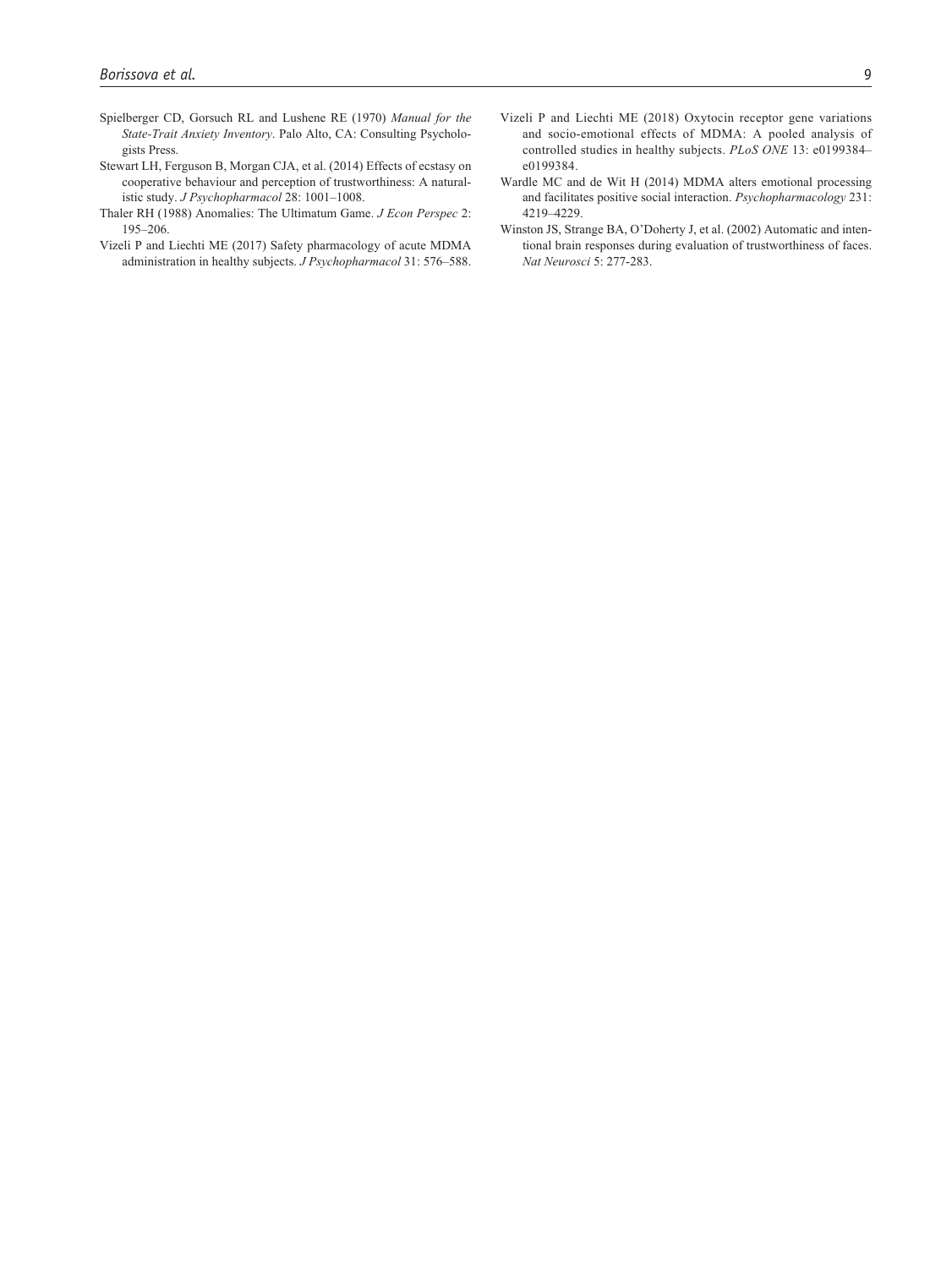Spielberger CD, Gorsuch RL and Lushene RE (1970) *Manual for the State-Trait Anxiety Inventory*. Palo Alto, CA: Consulting Psychologists Press.

Stewart LH, Ferguson B, Morgan CJA, et al. (2014) Effects of ecstasy on cooperative behaviour and perception of trustworthiness: A naturalistic study. *J Psychopharmacol* 28: 1001–1008.

Thaler RH (1988) Anomalies: The Ultimatum Game. *J Econ Perspec* 2: 195–206.

Vizeli P and Liechti ME (2017) Safety pharmacology of acute MDMA administration in healthy subjects. *J Psychopharmacol* 31: 576–588.

Vizeli P and Liechti ME (2018) Oxytocin receptor gene variations and socio-emotional effects of MDMA: A pooled analysis of controlled studies in healthy subjects. *PLoS ONE* 13: e0199384–e0199384.

Wardle MC and de Wit H (2014) MDMA alters emotional processing and facilitates positive social interaction. *Psychopharmacology* 231: 4219–4229.

Winston JS, Strange BA, O'Doherty J, et al. (2002) Automatic and intentional brain responses during evaluation of trustworthiness of faces. *Nat Neurosci* 5: 277-283.